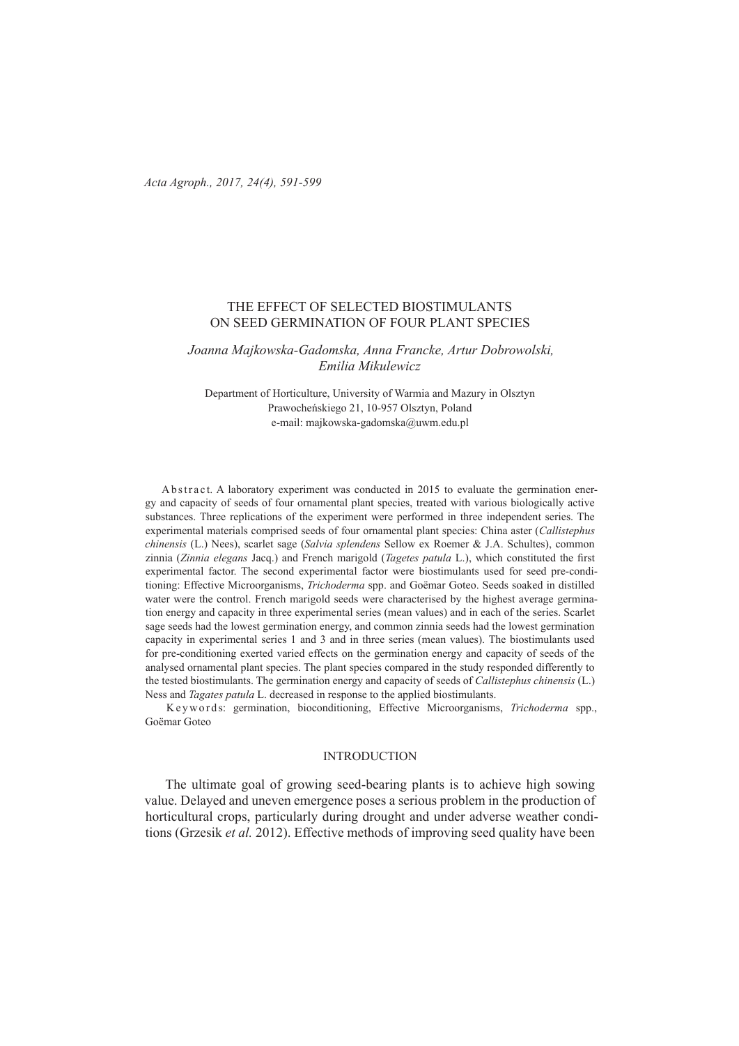# THE EFFECT OF SELECTED BIOSTIMULANTS ON SEED GERMINATION OF FOUR PLANT SPECIES

*Joanna Majkowska-Gadomska, Anna Francke, Artur Dobrowolski, Emilia Mikulewicz*

Department of Horticulture, University of Warmia and Mazury in Olsztyn
Prawocheńskiego 21, 10-957 Olsztyn, Poland
e-mail: majkowska-gadomska@uwm.edu.pl

Abstract. A laboratory experiment was conducted in 2015 to evaluate the germination energy and capacity of seeds of four ornamental plant species, treated with various biologically active substances. Three replications of the experiment were performed in three independent series. The experimental materials comprised seeds of four ornamental plant species: China aster (*Callistephus chinensis* (L.) Nees), scarlet sage (*Salvia splendens* Sellow ex Roemer & J.A. Schultes), common zinnia (*Zinnia elegans* Jacq.) and French marigold (*Tagetes patula* L.), which constituted the first experimental factor. The second experimental factor were biostimulants used for seed pre-conditioning: Effective Microorganisms, *Trichoderma* spp. and Goëmar Goteo. Seeds soaked in distilled water were the control. French marigold seeds were characterised by the highest average germination energy and capacity in three experimental series (mean values) and in each of the series. Scarlet sage seeds had the lowest germination energy, and common zinnia seeds had the lowest germination capacity in experimental series 1 and 3 and in three series (mean values). The biostimulants used for pre-conditioning exerted varied effects on the germination energy and capacity of seeds of the analysed ornamental plant species. The plant species compared in the study responded differently to the tested biostimulants. The germination energy and capacity of seeds of *Callistephus chinensis* (L.) Ness and *Tagates patula* L. decreased in response to the applied biostimulants.

Keywords: germination, bioconditioning, Effective Microorganisms, *Trichoderma* spp., Goëmar Goteo

## INTRODUCTION

The ultimate goal of growing seed-bearing plants is to achieve high sowing value. Delayed and uneven emergence poses a serious problem in the production of horticultural crops, particularly during drought and under adverse weather conditions (Grzesik *et al.* 2012). Effective methods of improving seed quality have been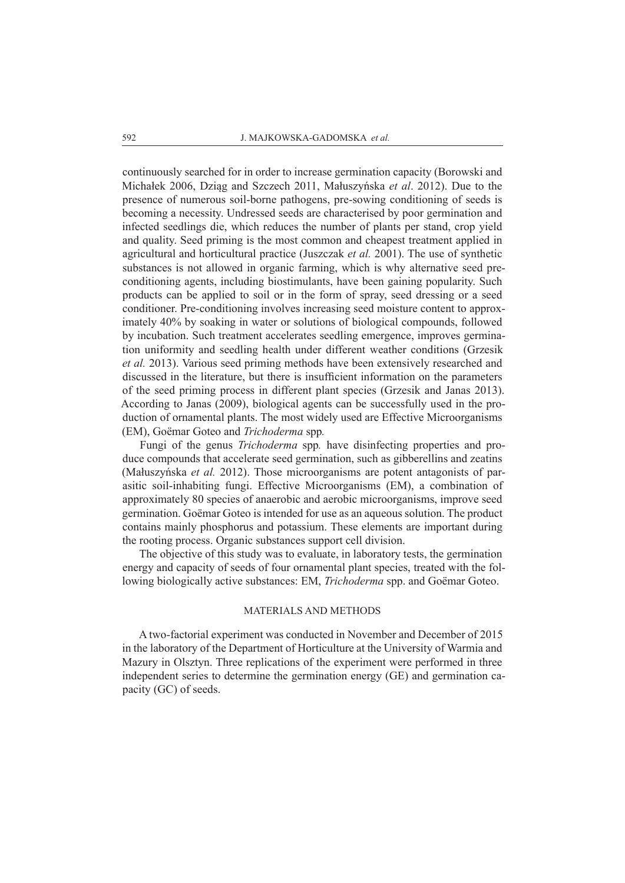continuously searched for in order to increase germination capacity (Borowski and Michałek 2006, Dziąg and Szczech 2011, Małuszyńska *et al*. 2012). Due to the presence of numerous soil-borne pathogens, pre-sowing conditioning of seeds is becoming a necessity. Undressed seeds are characterised by poor germination and infected seedlings die, which reduces the number of plants per stand, crop yield and quality. Seed priming is the most common and cheapest treatment applied in agricultural and horticultural practice (Juszczak *et al.* 2001). The use of synthetic substances is not allowed in organic farming, which is why alternative seed pre-conditioning agents, including biostimulants, have been gaining popularity. Such products can be applied to soil or in the form of spray, seed dressing or a seed conditioner. Pre-conditioning involves increasing seed moisture content to approximately 40% by soaking in water or solutions of biological compounds, followed by incubation. Such treatment accelerates seedling emergence, improves germination uniformity and seedling health under different weather conditions (Grzesik *et al.* 2013). Various seed priming methods have been extensively researched and discussed in the literature, but there is insufficient information on the parameters of the seed priming process in different plant species (Grzesik and Janas 2013). According to Janas (2009), biological agents can be successfully used in the production of ornamental plants. The most widely used are Effective Microorganisms (EM), Goëmar Goteo and *Trichoderma* spp*.*

Fungi of the genus *Trichoderma* spp*.* have disinfecting properties and produce compounds that accelerate seed germination, such as gibberellins and zeatins (Małuszyńska *et al.* 2012). Those microorganisms are potent antagonists of parasitic soil-inhabiting fungi. Effective Microorganisms (EM), a combination of approximately 80 species of anaerobic and aerobic microorganisms, improve seed germination. Goëmar Goteo is intended for use as an aqueous solution. The product contains mainly phosphorus and potassium. These elements are important during the rooting process. Organic substances support cell division.

The objective of this study was to evaluate, in laboratory tests, the germination energy and capacity of seeds of four ornamental plant species, treated with the following biologically active substances: EM, *Trichoderma* spp. and Goëmar Goteo.

## MATERIALS AND METHODS

A two-factorial experiment was conducted in November and December of 2015 in the laboratory of the Department of Horticulture at the University of Warmia and Mazury in Olsztyn. Three replications of the experiment were performed in three independent series to determine the germination energy (GE) and germination capacity (GC) of seeds.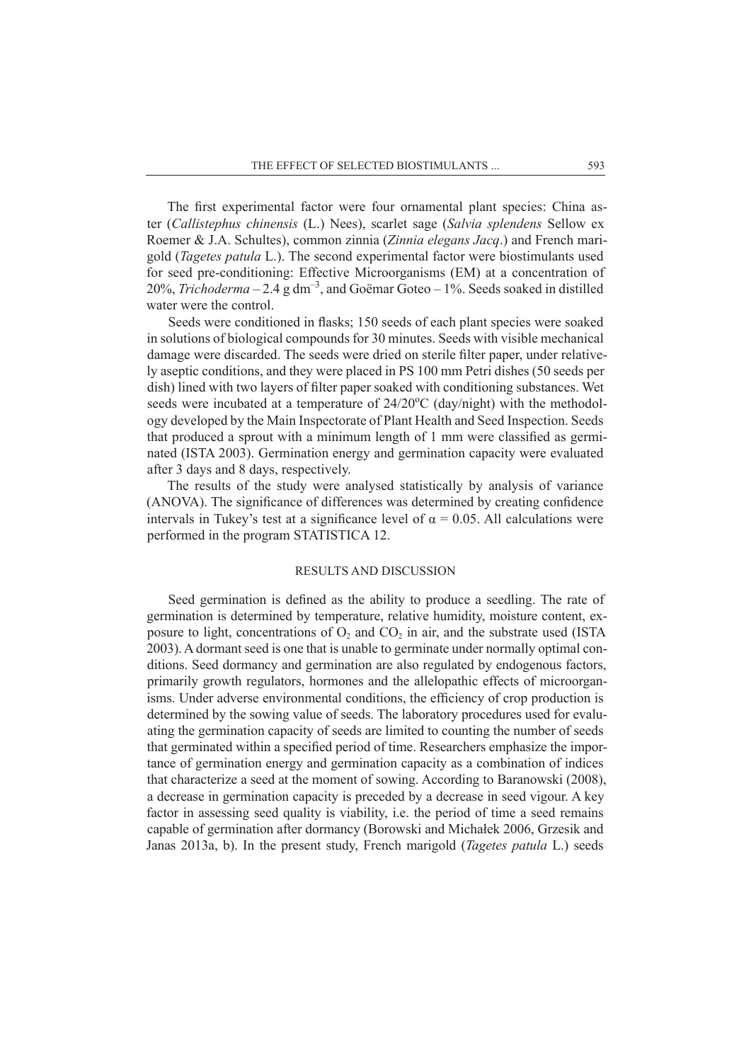The first experimental factor were four ornamental plant species: China aster (*Callistephus chinensis* (L.) Nees), scarlet sage (*Salvia splendens* Sellow ex Roemer & J.A. Schultes), common zinnia (*Zinnia elegans Jacq*.) and French marigold (*Tagetes patula* L.). The second experimental factor were biostimulants used for seed pre-conditioning: Effective Microorganisms (EM) at a concentration of 20%, *Trichoderma* – 2.4 g $dm^{-3}$, and Goëmar Goteo – 1%. Seeds soaked in distilled water were the control.

Seeds were conditioned in flasks; 150 seeds of each plant species were soaked in solutions of biological compounds for 30 minutes. Seeds with visible mechanical damage were discarded. The seeds were dried on sterile filter paper, under relatively aseptic conditions, and they were placed in PS 100 mm Petri dishes (50 seeds per dish) lined with two layers of filter paper soaked with conditioning substances. Wet seeds were incubated at a temperature of 24/20°C (day/night) with the methodology developed by the Main Inspectorate of Plant Health and Seed Inspection. Seeds that produced a sprout with a minimum length of 1 mm were classified as germinated (ISTA 2003). Germination energy and germination capacity were evaluated after 3 days and 8 days, respectively.

The results of the study were analysed statistically by analysis of variance (ANOVA). The significance of differences was determined by creating confidence intervals in Tukey's test at a significance level of $\alpha = 0.05$. All calculations were performed in the program STATISTICA 12.

## RESULTS AND DISCUSSION

Seed germination is defined as the ability to produce a seedling. The rate of germination is determined by temperature, relative humidity, moisture content, exposure to light, concentrations of $O_2$ and $CO_2$ in air, and the substrate used (ISTA 2003). A dormant seed is one that is unable to germinate under normally optimal conditions. Seed dormancy and germination are also regulated by endogenous factors, primarily growth regulators, hormones and the allelopathic effects of microorganisms. Under adverse environmental conditions, the efficiency of crop production is determined by the sowing value of seeds. The laboratory procedures used for evaluating the germination capacity of seeds are limited to counting the number of seeds that germinated within a specified period of time. Researchers emphasize the importance of germination energy and germination capacity as a combination of indices that characterize a seed at the moment of sowing. According to Baranowski (2008), a decrease in germination capacity is preceded by a decrease in seed vigour. A key factor in assessing seed quality is viability, i.e. the period of time a seed remains capable of germination after dormancy (Borowski and Michałek 2006, Grzesik and Janas 2013a, b). In the present study, French marigold (*Tagetes patula* L.) seeds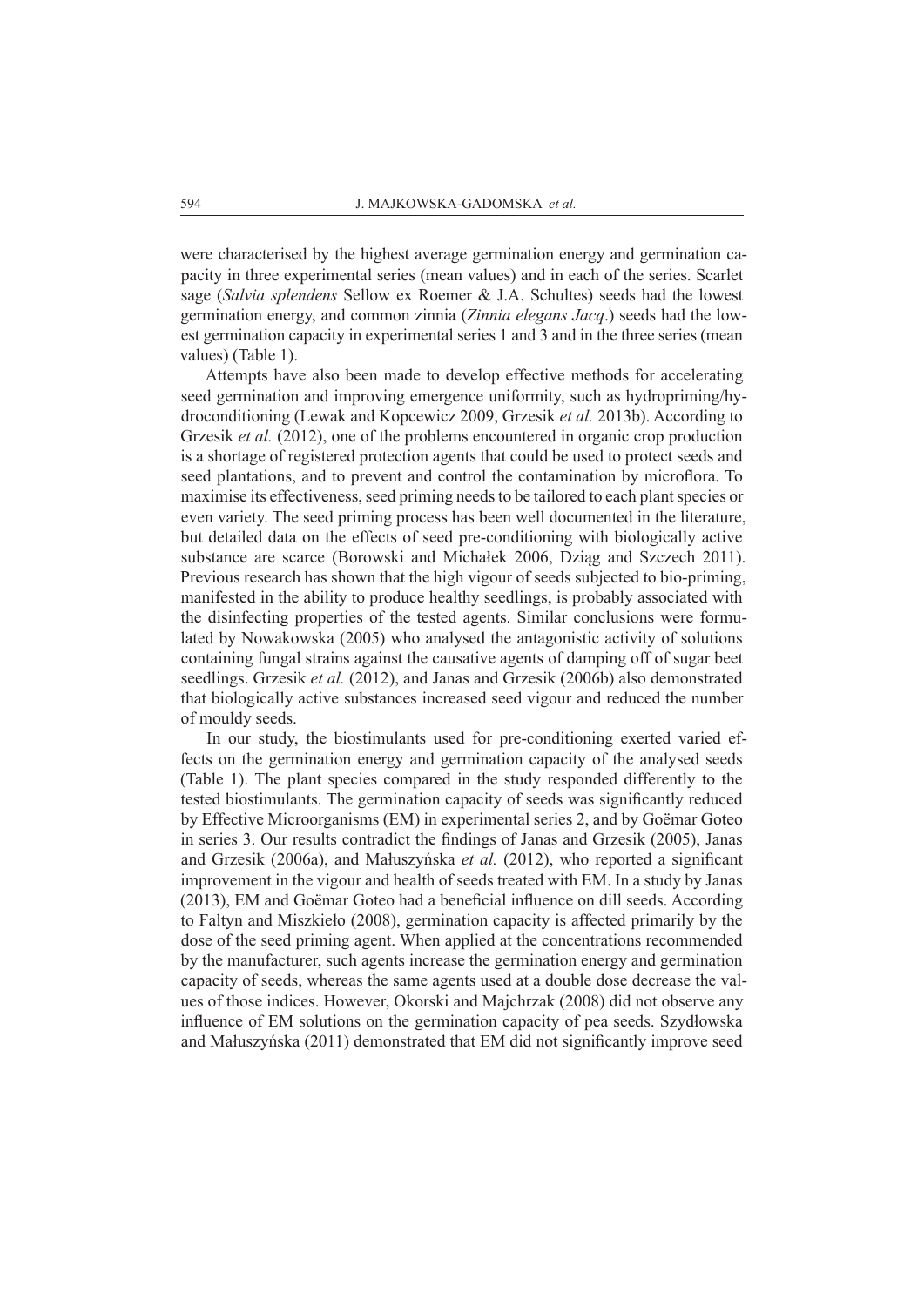were characterised by the highest average germination energy and germination capacity in three experimental series (mean values) and in each of the series. Scarlet sage (*Salvia splendens* Sellow ex Roemer & J.A. Schultes) seeds had the lowest germination energy, and common zinnia (*Zinnia elegans Jacq*.) seeds had the lowest germination capacity in experimental series 1 and 3 and in the three series (mean values) (Table 1).

Attempts have also been made to develop effective methods for accelerating seed germination and improving emergence uniformity, such as hydropriming/hydroconditioning (Lewak and Kopcewicz 2009, Grzesik *et al.* 2013b). According to Grzesik *et al.* (2012), one of the problems encountered in organic crop production is a shortage of registered protection agents that could be used to protect seeds and seed plantations, and to prevent and control the contamination by microflora. To maximise its effectiveness, seed priming needs to be tailored to each plant species or even variety. The seed priming process has been well documented in the literature, but detailed data on the effects of seed pre-conditioning with biologically active substance are scarce (Borowski and Michałek 2006, Dziąg and Szczech 2011). Previous research has shown that the high vigour of seeds subjected to bio-priming, manifested in the ability to produce healthy seedlings, is probably associated with the disinfecting properties of the tested agents. Similar conclusions were formulated by Nowakowska (2005) who analysed the antagonistic activity of solutions containing fungal strains against the causative agents of damping off of sugar beet seedlings. Grzesik *et al.* (2012), and Janas and Grzesik (2006b) also demonstrated that biologically active substances increased seed vigour and reduced the number of mouldy seeds.

In our study, the biostimulants used for pre-conditioning exerted varied effects on the germination energy and germination capacity of the analysed seeds (Table 1). The plant species compared in the study responded differently to the tested biostimulants. The germination capacity of seeds was significantly reduced by Effective Microorganisms (EM) in experimental series 2, and by Goëmar Goteo in series 3. Our results contradict the findings of Janas and Grzesik (2005), Janas and Grzesik (2006a), and Małuszyńska *et al.* (2012), who reported a significant improvement in the vigour and health of seeds treated with EM. In a study by Janas (2013), EM and Goëmar Goteo had a beneficial influence on dill seeds. According to Faltyn and Miszkieło (2008), germination capacity is affected primarily by the dose of the seed priming agent. When applied at the concentrations recommended by the manufacturer, such agents increase the germination energy and germination capacity of seeds, whereas the same agents used at a double dose decrease the values of those indices. However, Okorski and Majchrzak (2008) did not observe any influence of EM solutions on the germination capacity of pea seeds. Szydłowska and Małuszyńska (2011) demonstrated that EM did not significantly improve seed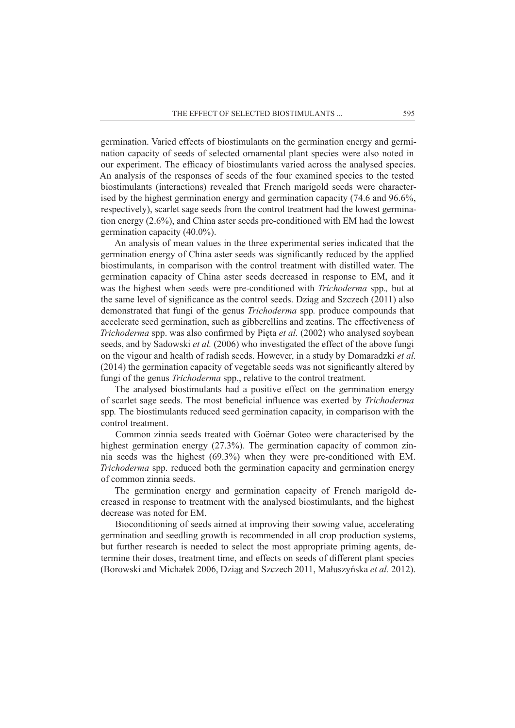germination. Varied effects of biostimulants on the germination energy and germination capacity of seeds of selected ornamental plant species were also noted in our experiment. The efficacy of biostimulants varied across the analysed species. An analysis of the responses of seeds of the four examined species to the tested biostimulants (interactions) revealed that French marigold seeds were characterised by the highest germination energy and germination capacity (74.6 and 96.6%, respectively), scarlet sage seeds from the control treatment had the lowest germination energy (2.6%), and China aster seeds pre-conditioned with EM had the lowest germination capacity (40.0%).

An analysis of mean values in the three experimental series indicated that the germination energy of China aster seeds was significantly reduced by the applied biostimulants, in comparison with the control treatment with distilled water. The germination capacity of China aster seeds decreased in response to EM, and it was the highest when seeds were pre-conditioned with *Trichoderma* spp.*,* but at the same level of significance as the control seeds. Dziąg and Szczech (2011) also demonstrated that fungi of the genus *Trichoderma* spp*.* produce compounds that accelerate seed germination, such as gibberellins and zeatins. The effectiveness of *Trichoderma* spp. was also confirmed by Pięta *et al.* (2002) who analysed soybean seeds, and by Sadowski *et al.* (2006) who investigated the effect of the above fungi on the vigour and health of radish seeds. However, in a study by Domaradzki *et al.* (2014) the germination capacity of vegetable seeds was not significantly altered by fungi of the genus *Trichoderma* spp., relative to the control treatment.

The analysed biostimulants had a positive effect on the germination energy of scarlet sage seeds. The most beneficial influence was exerted by *Trichoderma* spp*.* The biostimulants reduced seed germination capacity, in comparison with the control treatment.

Common zinnia seeds treated with Goëmar Goteo were characterised by the highest germination energy (27.3%). The germination capacity of common zinnia seeds was the highest (69.3%) when they were pre-conditioned with EM. *Trichoderma* spp. reduced both the germination capacity and germination energy of common zinnia seeds.

The germination energy and germination capacity of French marigold decreased in response to treatment with the analysed biostimulants, and the highest decrease was noted for EM.

Bioconditioning of seeds aimed at improving their sowing value, accelerating germination and seedling growth is recommended in all crop production systems, but further research is needed to select the most appropriate priming agents, determine their doses, treatment time, and effects on seeds of different plant species (Borowski and Michałek 2006, Dziąg and Szczech 2011, Małuszyńska *et al.* 2012).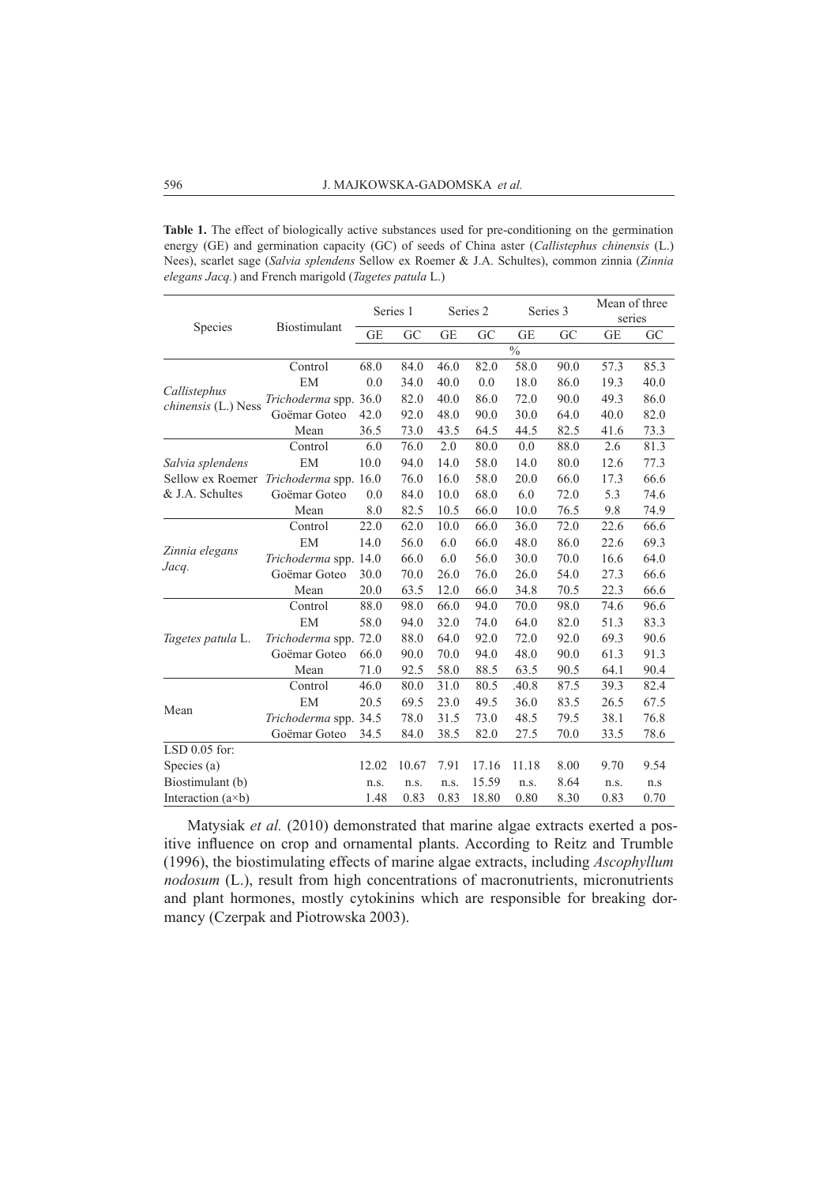**Table 1.** The effect of biologically active substances used for pre-conditioning on the germination energy (GE) and germination capacity (GC) of seeds of China aster (*Callistephus chinensis* (L.) Nees), scarlet sage (*Salvia splendens* Sellow ex Roemer & J.A. Schultes), common zinnia (*Zinnia elegans Jacq.*) and French marigold (*Tagetes patula* L.)

| Species | Biostimulant | Series 1 | | Series 2 | | Series 3 | | Mean of three series | |
|---|---|---|---|---|---|---|---|---|---|
| | | GE | GC | GE | GC | GE | GC | GE | GC |
| | | % | | | | | | | |
| *Callistephus chinensis* (L.) Ness | Control | 68.0 | 84.0 | 46.0 | 82.0 | 58.0 | 90.0 | 57.3 | 85.3 |
| | EM | 0.0 | 34.0 | 40.0 | 0.0 | 18.0 | 86.0 | 19.3 | 40.0 |
| | *Trichoderma* spp. | 36.0 | 82.0 | 40.0 | 86.0 | 72.0 | 90.0 | 49.3 | 86.0 |
| | Goëmar Goteo | 42.0 | 92.0 | 48.0 | 90.0 | 30.0 | 64.0 | 40.0 | 82.0 |
| | Mean | 36.5 | 73.0 | 43.5 | 64.5 | 44.5 | 82.5 | 41.6 | 73.3 |
| *Salvia splendens* Sellow ex Roemer & J.A. Schultes | Control | 6.0 | 76.0 | 2.0 | 80.0 | 0.0 | 88.0 | 2.6 | 81.3 |
| | EM | 10.0 | 94.0 | 14.0 | 58.0 | 14.0 | 80.0 | 12.6 | 77.3 |
| | *Trichoderma* spp. | 16.0 | 76.0 | 16.0 | 58.0 | 20.0 | 66.0 | 17.3 | 66.6 |
| | Goëmar Goteo | 0.0 | 84.0 | 10.0 | 68.0 | 6.0 | 72.0 | 5.3 | 74.6 |
| | Mean | 8.0 | 82.5 | 10.5 | 66.0 | 10.0 | 76.5 | 9.8 | 74.9 |
| *Zinnia elegans Jacq.* | Control | 22.0 | 62.0 | 10.0 | 66.0 | 36.0 | 72.0 | 22.6 | 66.6 |
| | EM | 14.0 | 56.0 | 6.0 | 66.0 | 48.0 | 86.0 | 22.6 | 69.3 |
| | *Trichoderma* spp. | 14.0 | 66.0 | 6.0 | 56.0 | 30.0 | 70.0 | 16.6 | 64.0 |
| | Goëmar Goteo | 30.0 | 70.0 | 26.0 | 76.0 | 26.0 | 54.0 | 27.3 | 66.6 |
| | Mean | 20.0 | 63.5 | 12.0 | 66.0 | 34.8 | 70.5 | 22.3 | 66.6 |
| *Tagetes patula* L. | Control | 88.0 | 98.0 | 66.0 | 94.0 | 70.0 | 98.0 | 74.6 | 96.6 |
| | EM | 58.0 | 94.0 | 32.0 | 74.0 | 64.0 | 82.0 | 51.3 | 83.3 |
| | *Trichoderma* spp. | 72.0 | 88.0 | 64.0 | 92.0 | 72.0 | 92.0 | 69.3 | 90.6 |
| | Goëmar Goteo | 66.0 | 90.0 | 70.0 | 94.0 | 48.0 | 90.0 | 61.3 | 91.3 |
| | Mean | 71.0 | 92.5 | 58.0 | 88.5 | 63.5 | 90.5 | 64.1 | 90.4 |
| Mean | Control | 46.0 | 80.0 | 31.0 | 80.5 | .40.8 | 87.5 | 39.3 | 82.4 |
| | EM | 20.5 | 69.5 | 23.0 | 49.5 | 36.0 | 83.5 | 26.5 | 67.5 |
| | *Trichoderma* spp. | 34.5 | 78.0 | 31.5 | 73.0 | 48.5 | 79.5 | 38.1 | 76.8 |
| | Goëmar Goteo | 34.5 | 84.0 | 38.5 | 82.0 | 27.5 | 70.0 | 33.5 | 78.6 |
| LSD 0.05 for: | | | | | | | | | |
| Species (a) | | 12.02 | 10.67 | 7.91 | 17.16 | 11.18 | 8.00 | 9.70 | 9.54 |
| Biostimulant (b) | | n.s. | n.s. | n.s. | 15.59 | n.s. | 8.64 | n.s. | n.s |
| Interaction (a×b) | | 1.48 | 0.83 | 0.83 | 18.80 | 0.80 | 8.30 | 0.83 | 0.70 |

Matysiak *et al.* (2010) demonstrated that marine algae extracts exerted a positive influence on crop and ornamental plants. According to Reitz and Trumble (1996), the biostimulating effects of marine algae extracts, including *Ascophyllum nodosum* (L.), result from high concentrations of macronutrients, micronutrients and plant hormones, mostly cytokinins which are responsible for breaking dormancy (Czerpak and Piotrowska 2003).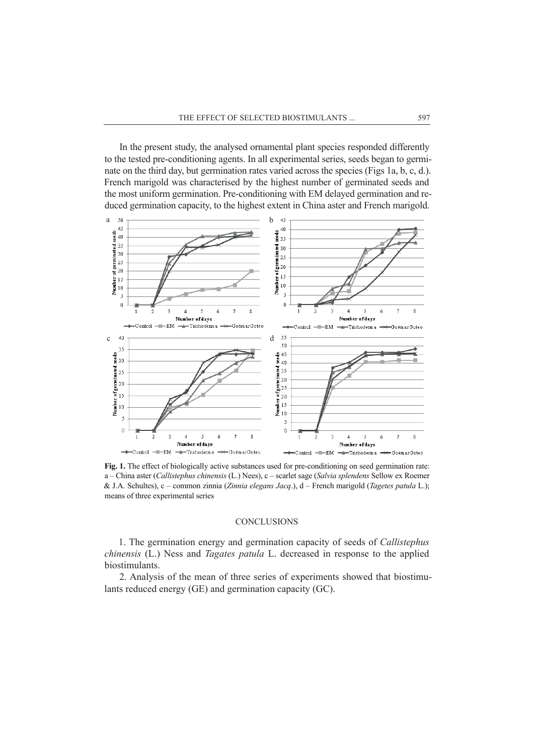In the present study, the analysed ornamental plant species responded differently to the tested pre-conditioning agents. In all experimental series, seeds began to germinate on the third day, but germination rates varied across the species (Figs 1a, b, c, d.). French marigold was characterised by the highest number of germinated seeds and the most uniform germination. Pre-conditioning with EM delayed germination and reduced germination capacity, to the highest extent in China aster and French marigold.

**Fig. 1.** The effect of biologically active substances used for pre-conditioning on seed germination rate: a – China aster (*Callistephus chinensis* (L.) Nees), c – scarlet sage (*Salvia splendens* Sellow ex Roemer & J.A. Schultes), c – common zinnia (*Zinnia elegans Jacq*.), d – French marigold (*Tagetes patula* L.); means of three experimental series

## CONCLUSIONS

1. The germination energy and germination capacity of seeds of *Callistephus chinensis* (L.) Ness and *Tagates patula* L. decreased in response to the applied biostimulants.

2. Analysis of the mean of three series of experiments showed that biostimulants reduced energy (GE) and germination capacity (GC).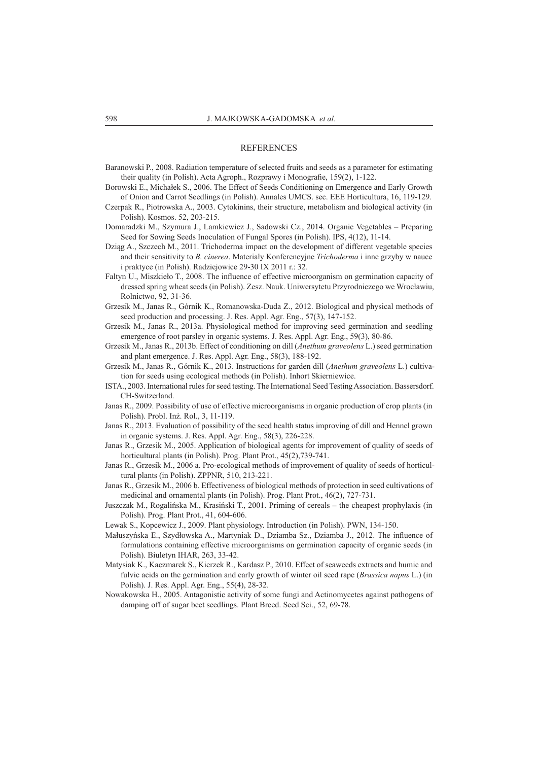## REFERENCES

Baranowski P., 2008. Radiation temperature of selected fruits and seeds as a parameter for estimating their quality (in Polish). Acta Agroph., Rozprawy i Monografie, 159(2), 1-122.

Borowski E., Michałek S., 2006. The Effect of Seeds Conditioning on Emergence and Early Growth of Onion and Carrot Seedlings (in Polish). Annales UMCS. sec. EEE Horticultura, 16, 119-129.

Czerpak R., Piotrowska A., 2003. Cytokinins, their structure, metabolism and biological activity (in Polish). Kosmos. 52, 203-215.

Domaradzki M., Szymura J., Lamkiewicz J., Sadowski Cz., 2014. Organic Vegetables – Preparing Seed for Sowing Seeds Inoculation of Fungal Spores (in Polish). IPS, 4(12), 11-14.

Dziąg A., Szczech M., 2011. Trichoderma impact on the development of different vegetable species and their sensitivity to *B. cinerea*. Materiały Konferencyjne *Trichoderma* i inne grzyby w nauce i praktyce (in Polish). Radziejowice 29-30 IX 2011 r.: 32.

Faltyn U., Miszkieło T., 2008. The influence of effective microorganism on germination capacity of dressed spring wheat seeds (in Polish). Zesz. Nauk. Uniwersytetu Przyrodniczego we Wrocławiu, Rolnictwo, 92, 31-36.

Grzesik M., Janas R., Górnik K., Romanowska-Duda Z., 2012. Biological and physical methods of seed production and processing. J. Res. Appl. Agr. Eng., 57(3), 147-152.

Grzesik M., Janas R., 2013a. Physiological method for improving seed germination and seedling emergence of root parsley in organic systems. J. Res. Appl. Agr. Eng., 59(3), 80-86.

Grzesik M., Janas R., 2013b. Effect of conditioning on dill (*Anethum graveolens* L.) seed germination and plant emergence. J. Res. Appl. Agr. Eng., 58(3), 188-192.

Grzesik M., Janas R., Górnik K., 2013. Instructions for garden dill (*Anethum graveolens* L.) cultivation for seeds using ecological methods (in Polish). Inhort Skierniewice.

ISTA., 2003. International rules for seed testing. The International Seed Testing Association. Bassersdorf. CH-Switzerland.

Janas R., 2009. Possibility of use of effective microorganisms in organic production of crop plants (in Polish). Probl. Inż. Rol., 3, 11-119.

Janas R., 2013. Evaluation of possibility of the seed health status improving of dill and Hennel grown in organic systems. J. Res. Appl. Agr. Eng., 58(3), 226-228.

Janas R., Grzesik M., 2005. Application of biological agents for improvement of quality of seeds of horticultural plants (in Polish). Prog. Plant Prot., 45(2),739-741.

Janas R., Grzesik M., 2006 a. Pro-ecological methods of improvement of quality of seeds of horticultural plants (in Polish). ZPPNR, 510, 213-221.

Janas R., Grzesik M., 2006 b. Effectiveness of biological methods of protection in seed cultivations of medicinal and ornamental plants (in Polish). Prog. Plant Prot., 46(2), 727-731.

Juszczak M., Rogalińska M., Krasiński T., 2001. Priming of cereals – the cheapest prophylaxis (in Polish). Prog. Plant Prot., 41, 604-606.

Lewak S., Kopcewicz J., 2009. Plant physiology. Introduction (in Polish). PWN, 134-150.

Małuszyńska E., Szydłowska A., Martyniak D., Dziamba Sz., Dziamba J., 2012. The influence of formulations containing effective microorganisms on germination capacity of organic seeds (in Polish). Biuletyn IHAR, 263, 33-42.

Matysiak K., Kaczmarek S., Kierzek R., Kardasz P., 2010. Effect of seaweeds extracts and humic and fulvic acids on the germination and early growth of winter oil seed rape (*Brassica napus* L.) (in Polish). J. Res. Appl. Agr. Eng., 55(4), 28-32.

Nowakowska H., 2005. Antagonistic activity of some fungi and Actinomycetes against pathogens of damping off of sugar beet seedlings. Plant Breed. Seed Sci., 52, 69-78.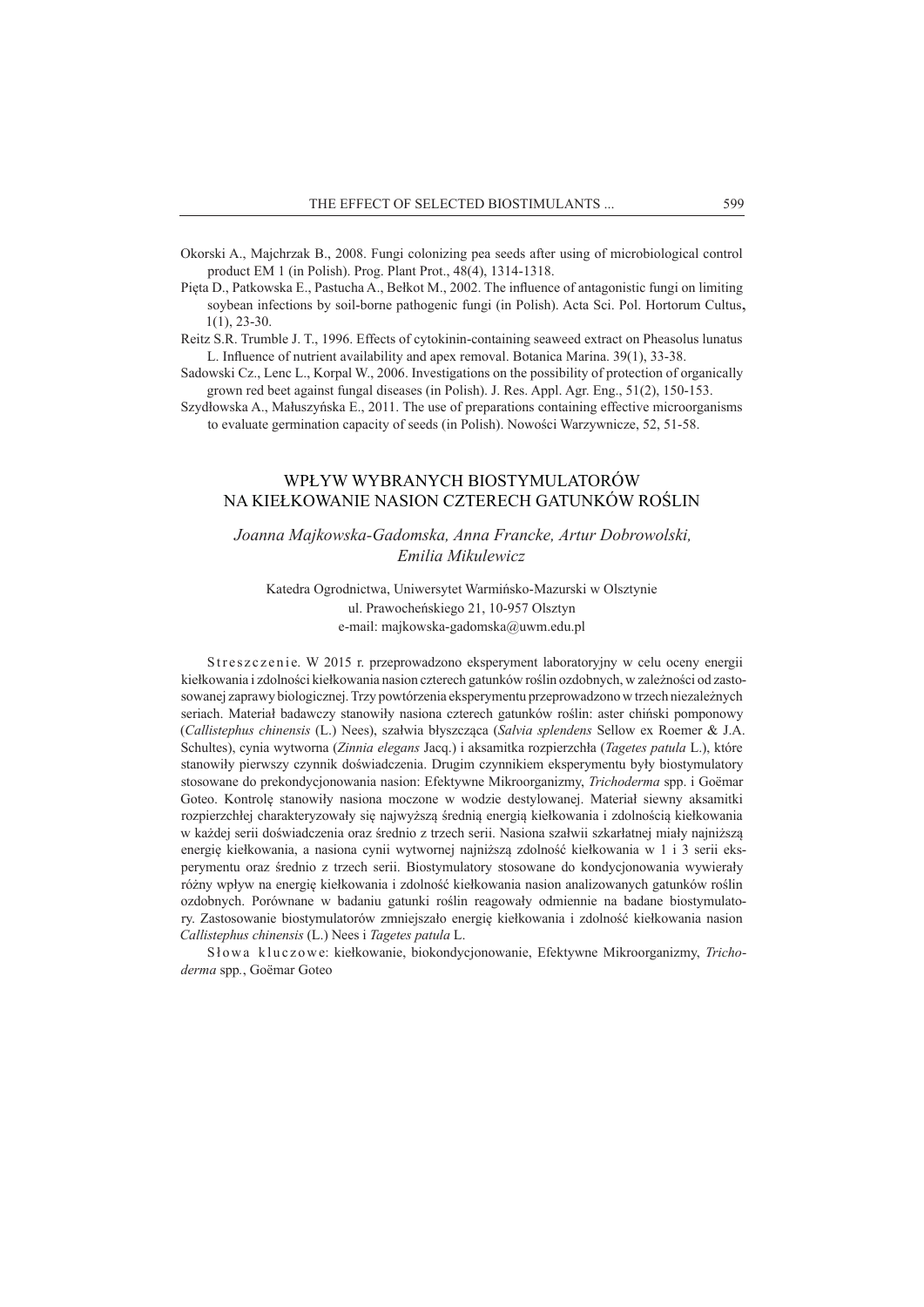Okorski A., Majchrzak B., 2008. Fungi colonizing pea seeds after using of microbiological control product EM 1 (in Polish). Prog. Plant Prot., 48(4), 1314-1318.

Pięta D., Patkowska E., Pastucha A., Bełkot M., 2002. The influence of antagonistic fungi on limiting soybean infections by soil-borne pathogenic fungi (in Polish). Acta Sci. Pol. Hortorum Cultus, 1(1), 23-30.

Reitz S.R. Trumble J. T., 1996. Effects of cytokinin-containing seaweed extract on Pheasolus lunatus L. Influence of nutrient availability and apex removal. Botanica Marina. 39(1), 33-38.

Sadowski Cz., Lenc L., Korpal W., 2006. Investigations on the possibility of protection of organically grown red beet against fungal diseases (in Polish). J. Res. Appl. Agr. Eng., 51(2), 150-153.

Szydłowska A., Małuszyńska E., 2011. The use of preparations containing effective microorganisms to evaluate germination capacity of seeds (in Polish). Nowości Warzywnicze, 52, 51-58.

## WPŁYW WYBRANYCH BIOSTYMULATORÓW NA KIEŁKOWANIE NASION CZTERECH GATUNKÓW ROŚLIN

*Joanna Majkowska-Gadomska, Anna Francke, Artur Dobrowolski, Emilia Mikulewicz*

Katedra Ogrodnictwa, Uniwersytet Warmińsko-Mazurski w Olsztynie
ul. Prawocheńskiego 21, 10-957 Olsztyn
e-mail: majkowska-gadomska@uwm.edu.pl

Streszczenie. W 2015 r. przeprowadzono eksperyment laboratoryjny w celu oceny energii kiełkowania i zdolności kiełkowania nasion czterech gatunków roślin ozdobnych, w zależności od zastosowanej zaprawy biologicznej. Trzy powtórzenia eksperymentu przeprowadzono w trzech niezależnych seriach. Materiał badawczy stanowiły nasiona czterech gatunków roślin: aster chiński pomponowy (*Callistephus chinensis* (L.) Nees), szałwia błyszcząca (*Salvia splendens* Sellow ex Roemer & J.A. Schultes), cynia wytworna (*Zinnia elegans* Jacq.) i aksamitka rozpierzchła (*Tagetes patula* L.), które stanowiły pierwszy czynnik doświadczenia. Drugim czynnikiem eksperymentu były biostymulatory stosowane do prekondycjonowania nasion: Efektywne Mikroorganizmy, *Trichoderma* spp. i Goëmar Goteo. Kontrolę stanowiły nasiona moczone w wodzie destylowanej. Materiał siewny aksamitki rozpierzchłej charakteryzowały się najwyższą średnią energią kiełkowania i zdolnością kiełkowania w każdej serii doświadczenia oraz średnio z trzech serii. Nasiona szałwii szkarłatnej miały najniższą energię kiełkowania, a nasiona cynii wytwornej najniższą zdolność kiełkowania w 1 i 3 serii eksperymentu oraz średnio z trzech serii. Biostymulatory stosowane do kondycjonowania wywierały różny wpływ na energię kiełkowania i zdolność kiełkowania nasion analizowanych gatunków roślin ozdobnych. Porównane w badaniu gatunki roślin reagowały odmiennie na badane biostymulatory. Zastosowanie biostymulatorów zmniejszało energię kiełkowania i zdolność kiełkowania nasion *Callistephus chinensis* (L.) Nees i *Tagetes patula* L.

Słowa kluczowe: kiełkowanie, biokondycjonowanie, Efektywne Mikroorganizmy, *Trichoderma* spp., Goëmar Goteo